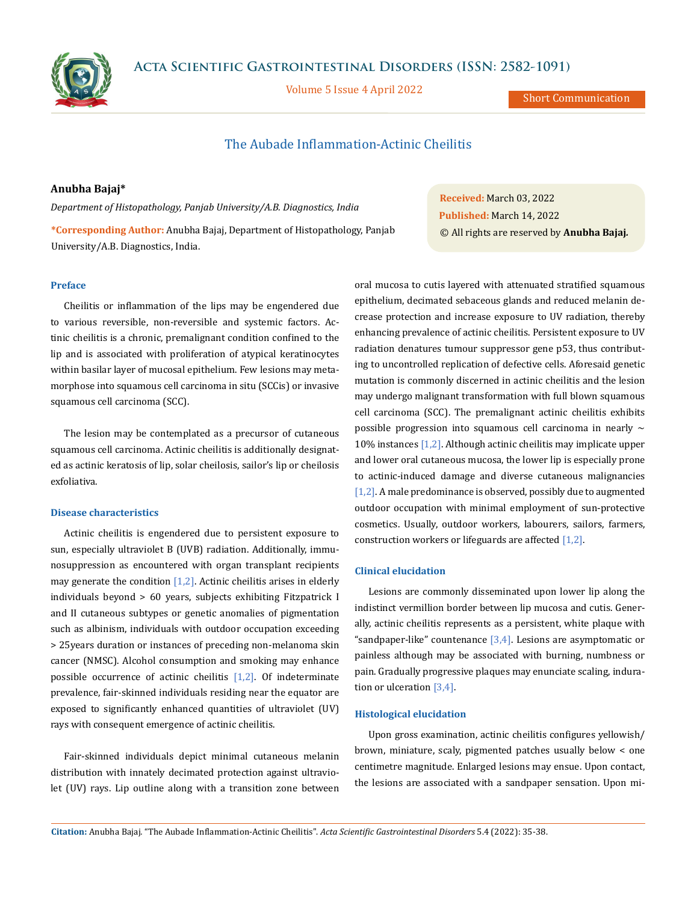# The Aubade Inflammation-Actinic Cheilitis

**Anubha Bajaj***

*Department of Histopathology, Panjab University/A.B. Diagnostics, India*

**\*Corresponding Author:** Anubha Bajaj, Department of Histopathology, Panjab University/A.B. Diagnostics, India.

**Received:** March 03, 2022
**Published:** March 14, 2022
© All rights are reserved by **Anubha Bajaj.**

## Preface

Cheilitis or inflammation of the lips may be engendered due to various reversible, non-reversible and systemic factors. Actinic cheilitis is a chronic, premalignant condition confined to the lip and is associated with proliferation of atypical keratinocytes within basilar layer of mucosal epithelium. Few lesions may metamorphose into squamous cell carcinoma in situ (SCCis) or invasive squamous cell carcinoma (SCC).

The lesion may be contemplated as a precursor of cutaneous squamous cell carcinoma. Actinic cheilitis is additionally designated as actinic keratosis of lip, solar cheilosis, sailor's lip or cheilosis exfoliativa.

## Disease characteristics

Actinic cheilitis is engendered due to persistent exposure to sun, especially ultraviolet B (UVB) radiation. Additionally, immunosuppression as encountered with organ transplant recipients may generate the condition [1,2]. Actinic cheilitis arises in elderly individuals beyond > 60 years, subjects exhibiting Fitzpatrick I and II cutaneous subtypes or genetic anomalies of pigmentation such as albinism, individuals with outdoor occupation exceeding > 25years duration or instances of preceding non-melanoma skin cancer (NMSC). Alcohol consumption and smoking may enhance possible occurrence of actinic cheilitis [1,2]. Of indeterminate prevalence, fair-skinned individuals residing near the equator are exposed to significantly enhanced quantities of ultraviolet (UV) rays with consequent emergence of actinic cheilitis.

Fair-skinned individuals depict minimal cutaneous melanin distribution with innately decimated protection against ultraviolet (UV) rays. Lip outline along with a transition zone between oral mucosa to cutis layered with attenuated stratified squamous epithelium, decimated sebaceous glands and reduced melanin decrease protection and increase exposure to UV radiation, thereby enhancing prevalence of actinic cheilitis. Persistent exposure to UV radiation denatures tumour suppressor gene p53, thus contributing to uncontrolled replication of defective cells. Aforesaid genetic mutation is commonly discerned in actinic cheilitis and the lesion may undergo malignant transformation with full blown squamous cell carcinoma (SCC). The premalignant actinic cheilitis exhibits possible progression into squamous cell carcinoma in nearly ~ 10% instances [1,2]. Although actinic cheilitis may implicate upper and lower oral cutaneous mucosa, the lower lip is especially prone to actinic-induced damage and diverse cutaneous malignancies [1,2]. A male predominance is observed, possibly due to augmented outdoor occupation with minimal employment of sun-protective cosmetics. Usually, outdoor workers, labourers, sailors, farmers, construction workers or lifeguards are affected [1,2].

## Clinical elucidation

Lesions are commonly disseminated upon lower lip along the indistinct vermillion border between lip mucosa and cutis. Generally, actinic cheilitis represents as a persistent, white plaque with "sandpaper-like" countenance [3,4]. Lesions are asymptomatic or painless although may be associated with burning, numbness or pain. Gradually progressive plaques may enunciate scaling, induration or ulceration [3,4].

## Histological elucidation

Upon gross examination, actinic cheilitis configures yellowish/brown, miniature, scaly, pigmented patches usually below < one centimetre magnitude. Enlarged lesions may ensue. Upon contact, the lesions are associated with a sandpaper sensation. Upon mi-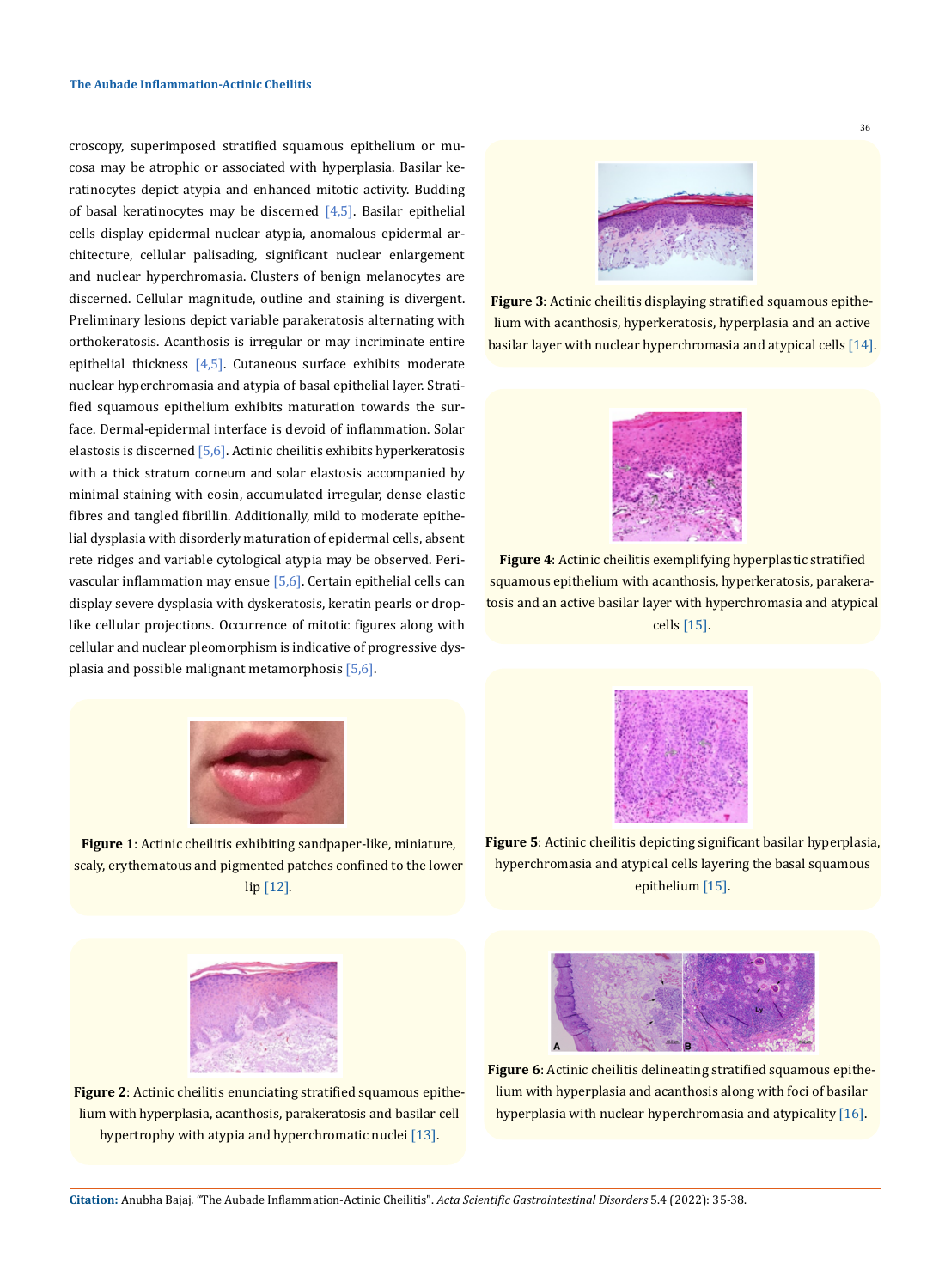croscopy, superimposed stratified squamous epithelium or mucosa may be atrophic or associated with hyperplasia. Basilar keratinocytes depict atypia and enhanced mitotic activity. Budding of basal keratinocytes may be discerned [4,5]. Basilar epithelial cells display epidermal nuclear atypia, anomalous epidermal architecture, cellular palisading, significant nuclear enlargement and nuclear hyperchromasia. Clusters of benign melanocytes are discerned. Cellular magnitude, outline and staining is divergent. Preliminary lesions depict variable parakeratosis alternating with orthokeratosis. Acanthosis is irregular or may incriminate entire epithelial thickness [4,5]. Cutaneous surface exhibits moderate nuclear hyperchromasia and atypia of basal epithelial layer. Stratified squamous epithelium exhibits maturation towards the surface. Dermal-epidermal interface is devoid of inflammation. Solar elastosis is discerned [5,6]. Actinic cheilitis exhibits hyperkeratosis with a thick stratum corneum and solar elastosis accompanied by minimal staining with eosin, accumulated irregular, dense elastic fibres and tangled fibrillin. Additionally, mild to moderate epithelial dysplasia with disorderly maturation of epidermal cells, absent rete ridges and variable cytological atypia may be observed. Perivascular inflammation may ensue [5,6]. Certain epithelial cells can display severe dysplasia with dyskeratosis, keratin pearls or drop-like cellular projections. Occurrence of mitotic figures along with cellular and nuclear pleomorphism is indicative of progressive dysplasia and possible malignant metamorphosis [5,6].

**Figure 1**: Actinic cheilitis exhibiting sandpaper-like, miniature, scaly, erythematous and pigmented patches confined to the lower lip [12].

**Figure 2**: Actinic cheilitis enunciating stratified squamous epithelium with hyperplasia, acanthosis, parakeratosis and basilar cell hypertrophy with atypia and hyperchromatic nuclei [13].

**Figure 3**: Actinic cheilitis displaying stratified squamous epithelium with acanthosis, hyperkeratosis, hyperplasia and an active basilar layer with nuclear hyperchromasia and atypical cells [14].

**Figure 4**: Actinic cheilitis exemplifying hyperplastic stratified squamous epithelium with acanthosis, hyperkeratosis, parakeratosis and an active basilar layer with hyperchromasia and atypical cells [15].

**Figure 5**: Actinic cheilitis depicting significant basilar hyperplasia, hyperchromasia and atypical cells layering the basal squamous epithelium [15].

**Figure 6**: Actinic cheilitis delineating stratified squamous epithelium with hyperplasia and acanthosis along with foci of basilar hyperplasia with nuclear hyperchromasia and atypicality [16].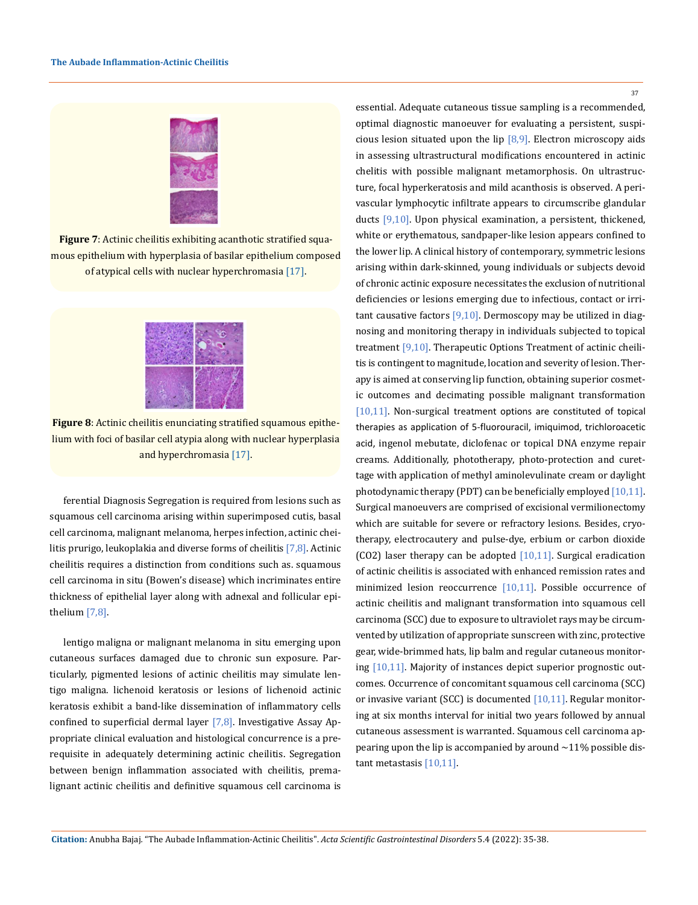**Figure 7**: Actinic cheilitis exhibiting acanthotic stratified squamous epithelium with hyperplasia of basilar epithelium composed of atypical cells with nuclear hyperchromasia [17].

**Figure 8**: Actinic cheilitis enunciating stratified squamous epithelium with foci of basilar cell atypia along with nuclear hyperplasia and hyperchromasia [17].

ferential Diagnosis Segregation is required from lesions such as squamous cell carcinoma arising within superimposed cutis, basal cell carcinoma, malignant melanoma, herpes infection, actinic cheilitis prurigo, leukoplakia and diverse forms of cheilitis [7,8]. Actinic cheilitis requires a distinction from conditions such as. squamous cell carcinoma in situ (Bowen's disease) which incriminates entire thickness of epithelial layer along with adnexal and follicular epithelium [7,8].

lentigo maligna or malignant melanoma in situ emerging upon cutaneous surfaces damaged due to chronic sun exposure. Particularly, pigmented lesions of actinic cheilitis may simulate lentigo maligna. lichenoid keratosis or lesions of lichenoid actinic keratosis exhibit a band-like dissemination of inflammatory cells confined to superficial dermal layer [7,8]. Investigative Assay Appropriate clinical evaluation and histological concurrence is a prerequisite in adequately determining actinic cheilitis. Segregation between benign inflammation associated with cheilitis, premalignant actinic cheilitis and definitive squamous cell carcinoma is essential. Adequate cutaneous tissue sampling is a recommended, optimal diagnostic manoeuver for evaluating a persistent, suspicious lesion situated upon the lip [8,9]. Electron microscopy aids in assessing ultrastructural modifications encountered in actinic chelitis with possible malignant metamorphosis. On ultrastructure, focal hyperkeratosis and mild acanthosis is observed. A perivascular lymphocytic infiltrate appears to circumscribe glandular ducts [9,10]. Upon physical examination, a persistent, thickened, white or erythematous, sandpaper-like lesion appears confined to the lower lip. A clinical history of contemporary, symmetric lesions arising within dark-skinned, young individuals or subjects devoid of chronic actinic exposure necessitates the exclusion of nutritional deficiencies or lesions emerging due to infectious, contact or irritant causative factors [9,10]. Dermoscopy may be utilized in diagnosing and monitoring therapy in individuals subjected to topical treatment [9,10]. Therapeutic Options Treatment of actinic cheilitis is contingent to magnitude, location and severity of lesion. Therapy is aimed at conserving lip function, obtaining superior cosmetic outcomes and decimating possible malignant transformation [10,11]. Non-surgical treatment options are constituted of topical therapies as application of 5-fluorouracil, imiquimod, trichloroacetic acid, ingenol mebutate, diclofenac or topical DNA enzyme repair creams. Additionally, phototherapy, photo-protection and curettage with application of methyl aminolevulinate cream or daylight photodynamic therapy (PDT) can be beneficially employed [10,11]. Surgical manoeuvers are comprised of excisional vermilionectomy which are suitable for severe or refractory lesions. Besides, cryotherapy, electrocautery and pulse-dye, erbium or carbon dioxide ($CO_2$) laser therapy can be adopted [10,11]. Surgical eradication of actinic cheilitis is associated with enhanced remission rates and minimized lesion reoccurrence [10,11]. Possible occurrence of actinic cheilitis and malignant transformation into squamous cell carcinoma (SCC) due to exposure to ultraviolet rays may be circumvented by utilization of appropriate sunscreen with zinc, protective gear, wide-brimmed hats, lip balm and regular cutaneous monitoring [10,11]. Majority of instances depict superior prognostic outcomes. Occurrence of concomitant squamous cell carcinoma (SCC) or invasive variant (SCC) is documented [10,11]. Regular monitoring at six months interval for initial two years followed by annual cutaneous assessment is warranted. Squamous cell carcinoma appearing upon the lip is accompanied by around ~11% possible distant metastasis [10,11].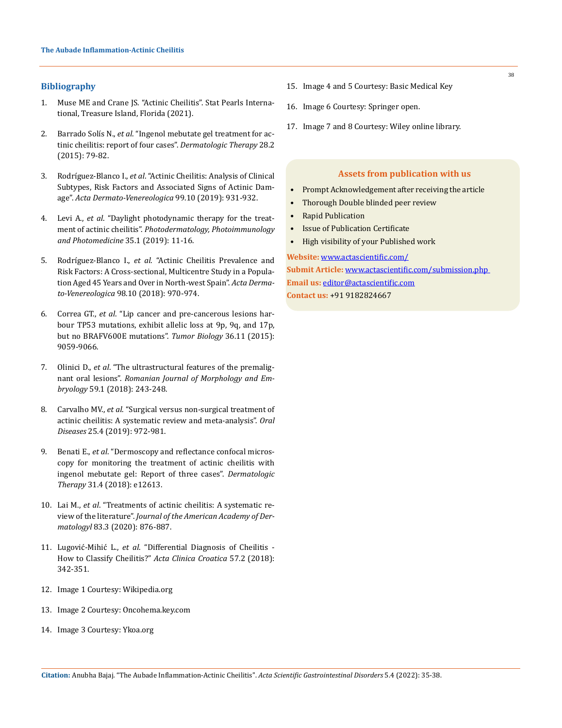## Bibliography

1. Muse ME and Crane JS. "Actinic Cheilitis". Stat Pearls International, Treasure Island, Florida (2021).

2. Barrado Solís N., *et al*. "Ingenol mebutate gel treatment for actinic cheilitis: report of four cases". *Dermatologic Therapy* 28.2 (2015): 79-82.

3. Rodríguez-Blanco I., *et al*. "Actinic Cheilitis: Analysis of Clinical Subtypes, Risk Factors and Associated Signs of Actinic Damage". *Acta Dermato-Venereologica* 99.10 (2019): 931-932.

4. Levi A., *et al*. "Daylight photodynamic therapy for the treatment of actinic cheilitis". *Photodermatology, Photoimmunology and Photomedicine* 35.1 (2019): 11-16.

5. Rodríguez-Blanco I., *et al*. "Actinic Cheilitis Prevalence and Risk Factors: A Cross-sectional, Multicentre Study in a Population Aged 45 Years and Over in North-west Spain". *Acta Dermato-Venereologica* 98.10 (2018): 970-974.

6. Correa GT., *et al*. "Lip cancer and pre-cancerous lesions harbour TP53 mutations, exhibit allelic loss at 9p, 9q, and 17p, but no BRAFV600E mutations". *Tumor Biology* 36.11 (2015): 9059-9066.

7. Olinici D., *et al*. "The ultrastructural features of the premalignant oral lesions". *Romanian Journal of Morphology and Embryology* 59.1 (2018): 243-248.

8. Carvalho MV., *et al*. "Surgical versus non-surgical treatment of actinic cheilitis: A systematic review and meta-analysis". *Oral Diseases* 25.4 (2019): 972-981.

9. Benati E., *et al*. "Dermoscopy and reflectance confocal microscopy for monitoring the treatment of actinic cheilitis with ingenol mebutate gel: Report of three cases". *Dermatologic Therapy* 31.4 (2018): e12613.

10. Lai M., *et al*. "Treatments of actinic cheilitis: A systematic review of the literature". *Journal of the American Academy of Dermatologyl* 83.3 (2020): 876-887.

11. Lugović-Mihić L., *et al*. "Differential Diagnosis of Cheilitis - How to Classify Cheilitis?" *Acta Clinica Croatica* 57.2 (2018): 342-351.

12. Image 1 Courtesy: Wikipedia.org

13. Image 2 Courtesy: Oncohema.key.com

14. Image 3 Courtesy: Ykoa.org

15. Image 4 and 5 Courtesy: Basic Medical Key

16. Image 6 Courtesy: Springer open.

17. Image 7 and 8 Courtesy: Wiley online library.

**Assets from publication with us**

- Prompt Acknowledgement after receiving the article
- Thorough Double blinded peer review
- Rapid Publication
- Issue of Publication Certificate
- High visibility of your Published work

**Website:** www.actascientific.com/
**Submit Article:** www.actascientific.com/submission.php
**Email us:** editor@actascientific.com
**Contact us:** +91 9182824667